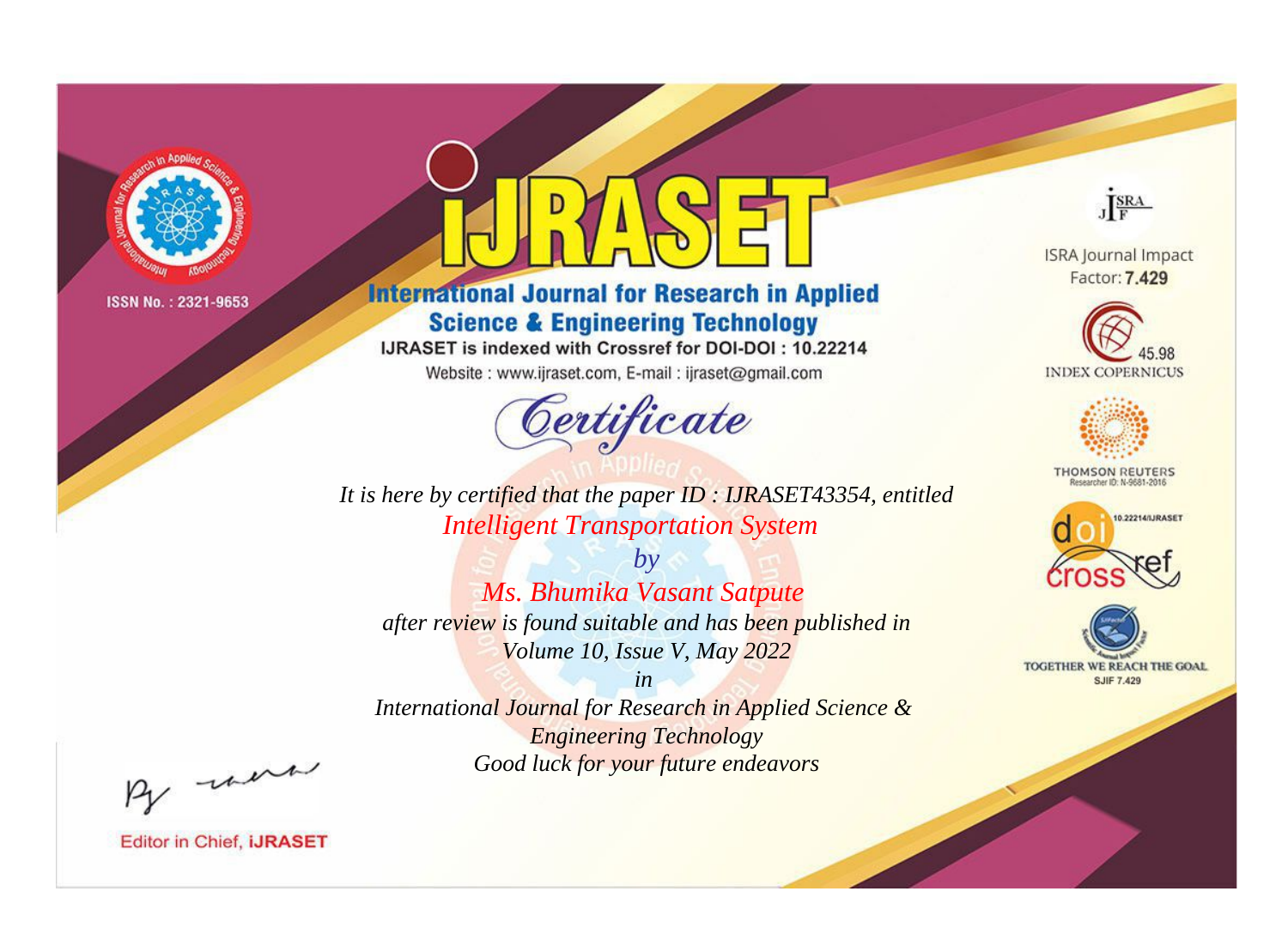ISSN No. : 2321-9653

# iJRASET

## International Journal for Research in Applied Science & Engineering Technology

IJRASET is indexed with Crossref for DOI-DOI : 10.22214

Website : www.ijraset.com, E-mail : ijraset@gmail.com

*Certificate*

*It is here by certified that the paper ID : IJRASET43354, entitled*

*Intelligent Transportation System*

*by*

*Ms. Bhumika Vasant Satpute*

*after review is found suitable and has been published in*

*Volume 10, Issue V, May 2022*

*in*

*International Journal for Research in Applied Science & Engineering Technology*

*Good luck for your future endeavors*

ISRA Journal Impact Factor: **7.429**

45.98 INDEX COPERNICUS

THOMSON REUTERS Researcher ID: N-9681-2016

10.22214/IJRASET

TOGETHER WE REACH THE GOAL SJIF 7.429

Editor in Chief, **iJRASET**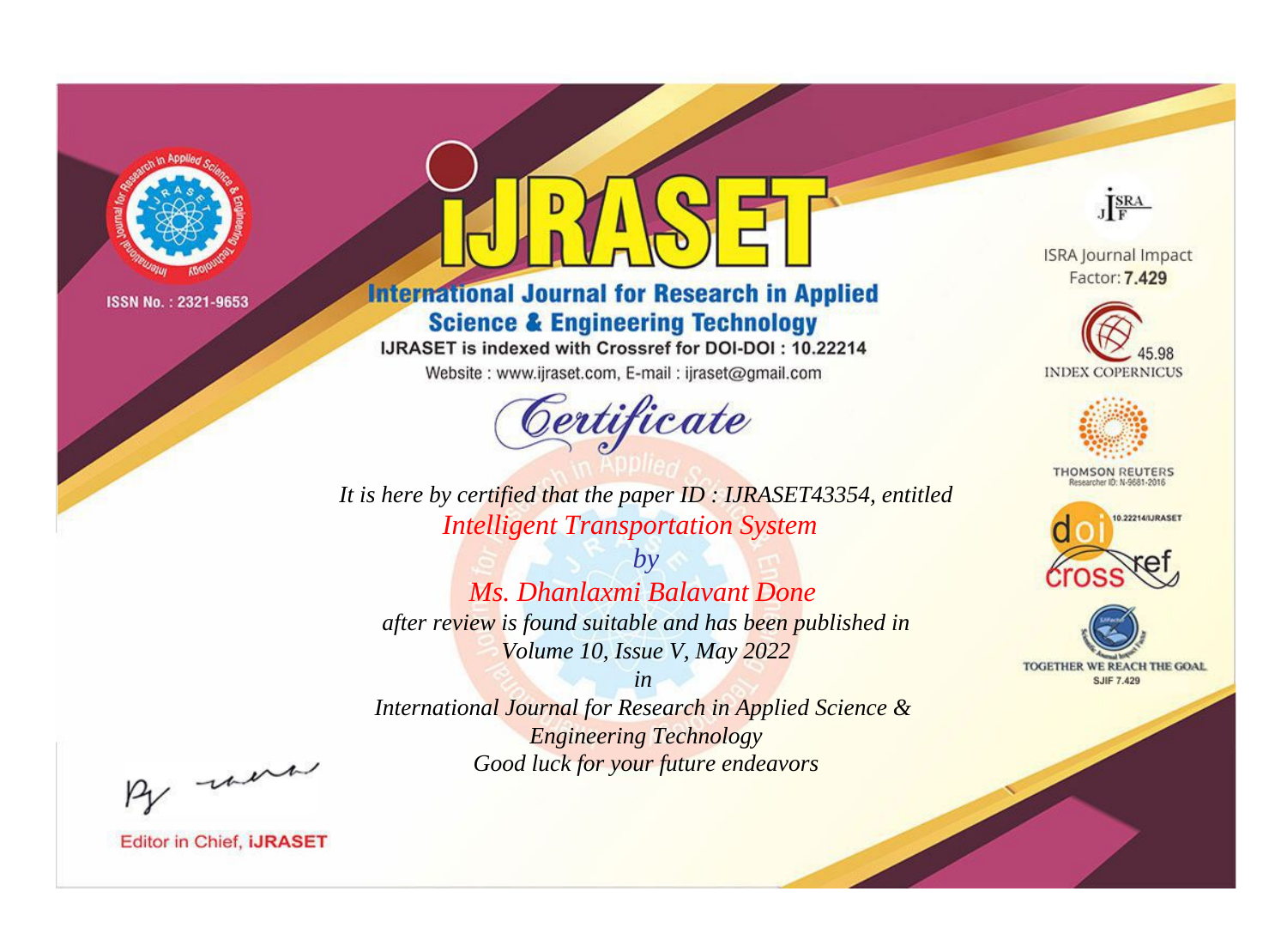ISSN No. : 2321-9653

# iJRASET

## International Journal for Research in Applied Science & Engineering Technology

IJRASET is indexed with Crossref for DOI-DOI : 10.22214

Website : www.ijraset.com, E-mail : ijraset@gmail.com

*Certificate*

*It is here by certified that the paper ID : IJRASET43354, entitled*

*Intelligent Transportation System*

*by*

*Ms. Dhanlaxmi Balavant Done*

*after review is found suitable and has been published in*

*Volume 10, Issue V, May 2022*

*in*

*International Journal for Research in Applied Science & Engineering Technology*

*Good luck for your future endeavors*

ISRA Journal Impact Factor: **7.429**

45.98 INDEX COPERNICUS

THOMSON REUTERS Researcher ID: N-9681-2016

10.22214/IJRASET

TOGETHER WE REACH THE GOAL SJIF 7.429

Editor in Chief, **iJRASET**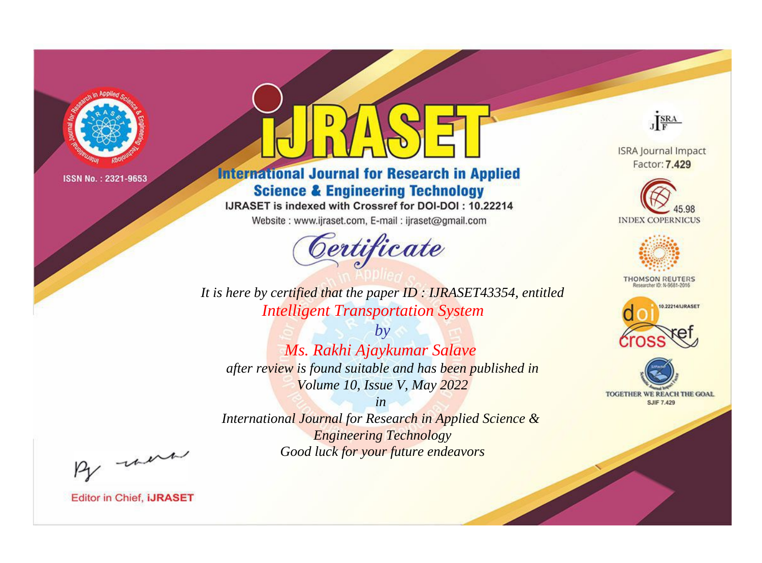ISSN No. : 2321-9653

# IJRASET

## International Journal for Research in Applied Science & Engineering Technology

IJRASET is indexed with Crossref for DOI-DOI : 10.22214

Website : www.ijraset.com, E-mail : ijraset@gmail.com

ISRA Journal Impact Factor: **7.429**

45.98 INDEX COPERNICUS

THOMSON REUTERS Researcher ID: N-9681-2016

10.22214/IJRASET

TOGETHER WE REACH THE GOAL SJIF 7.429

# *Certificate*

*It is here by certified that the paper ID : IJRASET43354, entitled*

*Intelligent Transportation System*

*by*

*Ms. Rakhi Ajaykumar Salave*

*after review is found suitable and has been published in*

*Volume 10, Issue V, May 2022*

*in*

*International Journal for Research in Applied Science & Engineering Technology*

*Good luck for your future endeavors*

Editor in Chief, **iJRASET**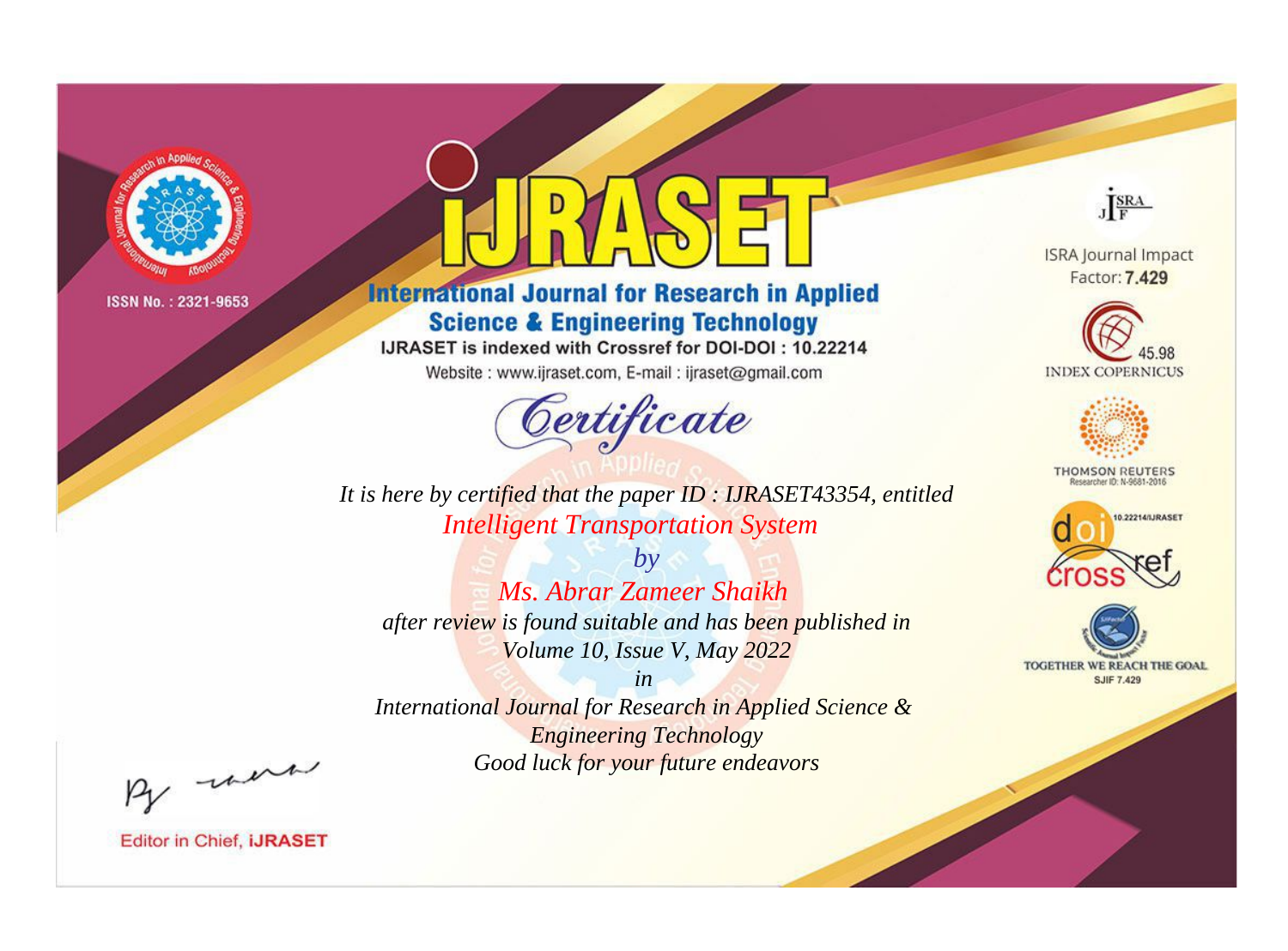ISSN No. : 2321-9653

# iJRASET

## International Journal for Research in Applied Science & Engineering Technology

IJRASET is indexed with Crossref for DOI-DOI : 10.22214

Website : www.ijraset.com, E-mail : ijraset@gmail.com

*Certificate*

*It is here by certified that the paper ID : IJRASET43354, entitled*

*Intelligent Transportation System*

*by*

*Ms. Abrar Zameer Shaikh*

*after review is found suitable and has been published in*

*Volume 10, Issue V, May 2022*

*in*

*International Journal for Research in Applied Science & Engineering Technology*

*Good luck for your future endeavors*

ISRA Journal Impact Factor: **7.429**

45.98 INDEX COPERNICUS

THOMSON REUTERS Researcher ID: N-9681-2016

10.22214/IJRASET

TOGETHER WE REACH THE GOAL SJIF 7.429

Editor in Chief, **iJRASET**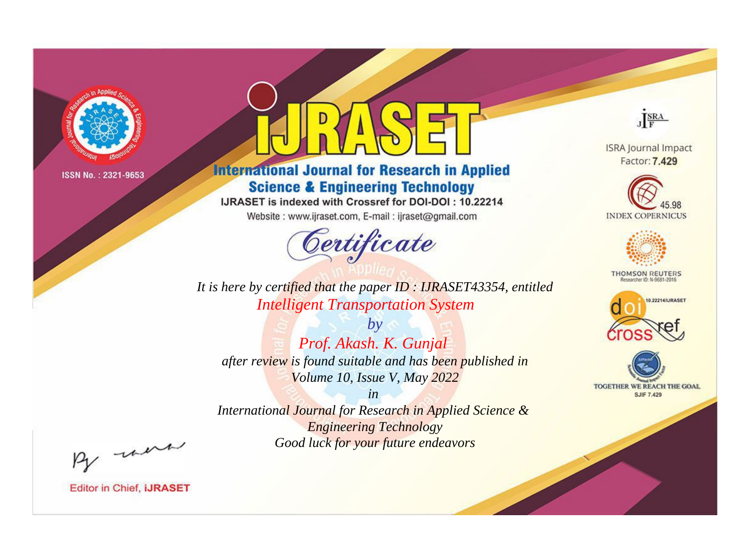ISSN No. : 2321-9653

# IJRASET

**International Journal for Research in Applied Science & Engineering Technology**

IJRASET is indexed with Crossref for DOI-DOI : 10.22214

Website : www.ijraset.com, E-mail : ijraset@gmail.com

## Certificate

*It is here by certified that the paper ID : IJRASET43354, entitled*

*Intelligent Transportation System*

*by*

*Prof. Akash. K. Gunjal*

*after review is found suitable and has been published in*

*Volume 10, Issue V, May 2022*

*in*

*International Journal for Research in Applied Science & Engineering Technology*

*Good luck for your future endeavors*

ISRA Journal Impact Factor: **7.429**

45.98 INDEX COPERNICUS

THOMSON REUTERS Researcher ID: N-9681-2016

10.22214/IJRASET

TOGETHER WE REACH THE GOAL SJIF 7.429

Editor in Chief, **iJRASET**